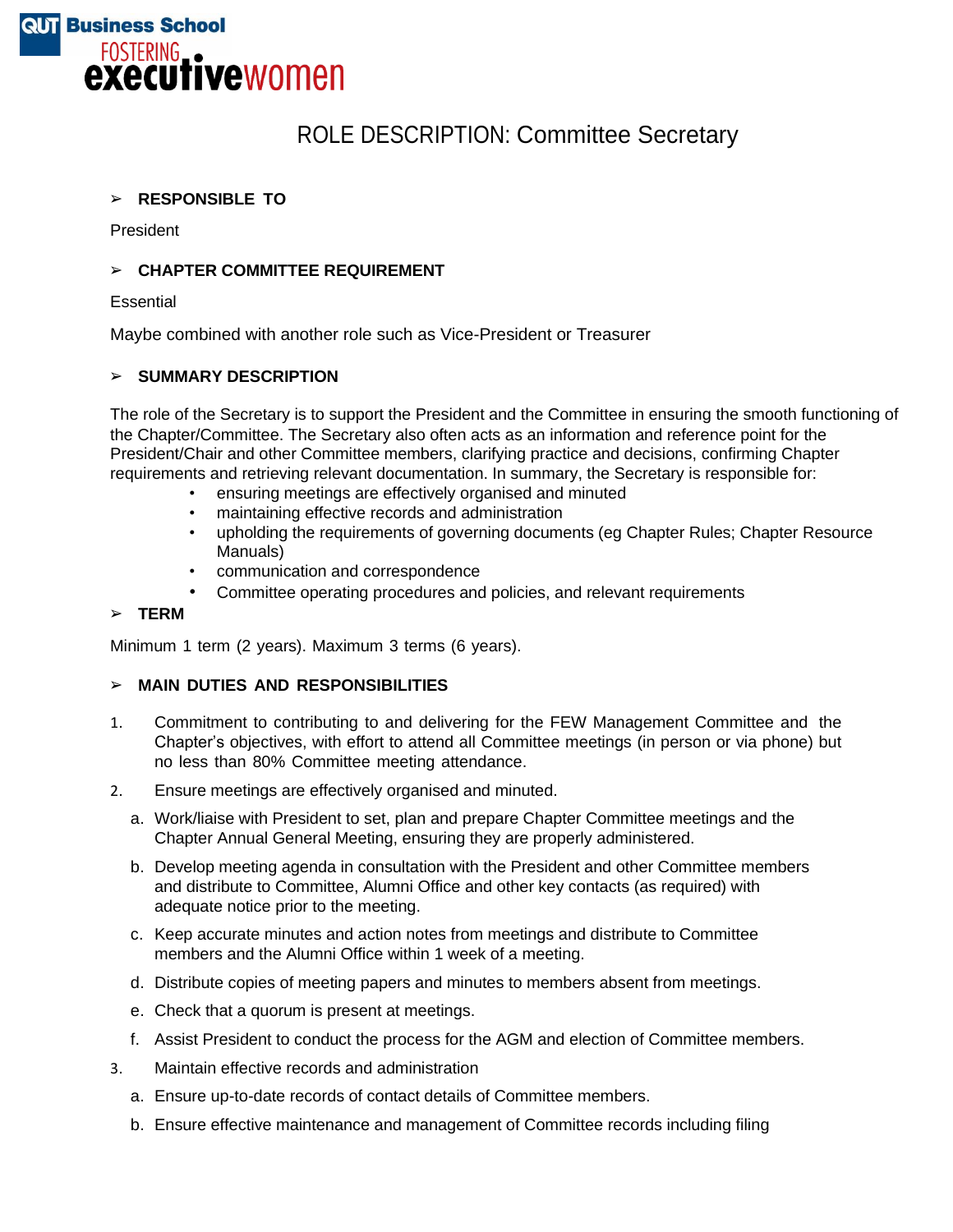QUT Business School
FOSTERING executivewomen

# ROLE DESCRIPTION: Committee Secretary

## ➢ RESPONSIBLE TO

President

## ➢ CHAPTER COMMITTEE REQUIREMENT

Essential

Maybe combined with another role such as Vice-President or Treasurer

## ➢ SUMMARY DESCRIPTION

The role of the Secretary is to support the President and the Committee in ensuring the smooth functioning of the Chapter/Committee. The Secretary also often acts as an information and reference point for the President/Chair and other Committee members, clarifying practice and decisions, confirming Chapter requirements and retrieving relevant documentation. In summary, the Secretary is responsible for:

- ensuring meetings are effectively organised and minuted
- maintaining effective records and administration
- upholding the requirements of governing documents (eg Chapter Rules; Chapter Resource Manuals)
- communication and correspondence
- Committee operating procedures and policies, and relevant requirements

## ➢ TERM

Minimum 1 term (2 years). Maximum 3 terms (6 years).

## ➢ MAIN DUTIES AND RESPONSIBILITIES

1. Commitment to contributing to and delivering for the FEW Management Committee and the Chapter's objectives, with effort to attend all Committee meetings (in person or via phone) but no less than 80% Committee meeting attendance.
2. Ensure meetings are effectively organised and minuted.
   a. Work/liaise with President to set, plan and prepare Chapter Committee meetings and the Chapter Annual General Meeting, ensuring they are properly administered.
   b. Develop meeting agenda in consultation with the President and other Committee members and distribute to Committee, Alumni Office and other key contacts (as required) with adequate notice prior to the meeting.
   c. Keep accurate minutes and action notes from meetings and distribute to Committee members and the Alumni Office within 1 week of a meeting.
   d. Distribute copies of meeting papers and minutes to members absent from meetings.
   e. Check that a quorum is present at meetings.
   f. Assist President to conduct the process for the AGM and election of Committee members.
3. Maintain effective records and administration
   a. Ensure up-to-date records of contact details of Committee members.
   b. Ensure effective maintenance and management of Committee records including filing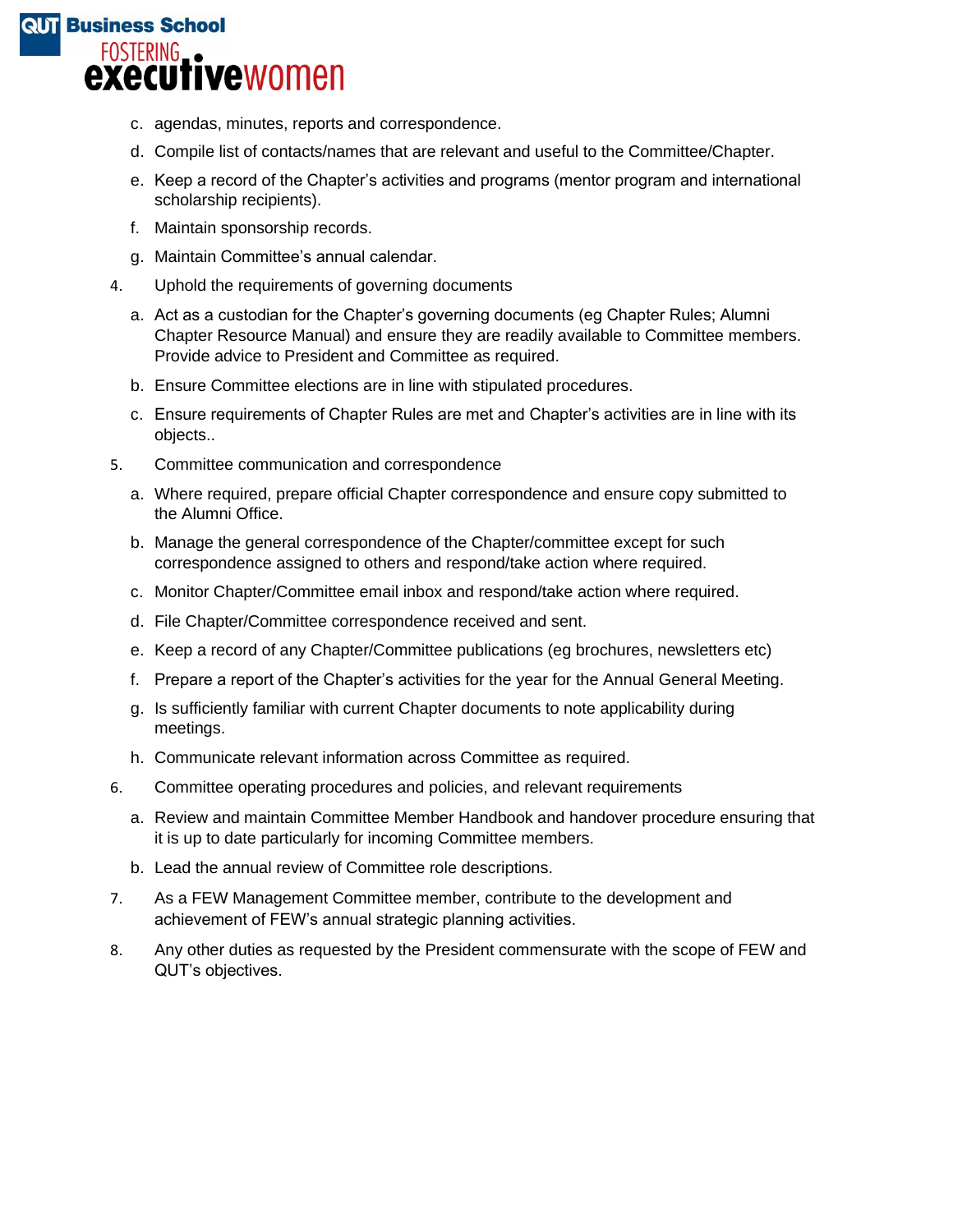c. agendas, minutes, reports and correspondence.
   d. Compile list of contacts/names that are relevant and useful to the Committee/Chapter.
   e. Keep a record of the Chapter's activities and programs (mentor program and international scholarship recipients).
   f. Maintain sponsorship records.
   g. Maintain Committee's annual calendar.

4. Uphold the requirements of governing documents
   a. Act as a custodian for the Chapter's governing documents (eg Chapter Rules; Alumni Chapter Resource Manual) and ensure they are readily available to Committee members. Provide advice to President and Committee as required.
   b. Ensure Committee elections are in line with stipulated procedures.
   c. Ensure requirements of Chapter Rules are met and Chapter's activities are in line with its objects..

5. Committee communication and correspondence
   a. Where required, prepare official Chapter correspondence and ensure copy submitted to the Alumni Office.
   b. Manage the general correspondence of the Chapter/committee except for such correspondence assigned to others and respond/take action where required.
   c. Monitor Chapter/Committee email inbox and respond/take action where required.
   d. File Chapter/Committee correspondence received and sent.
   e. Keep a record of any Chapter/Committee publications (eg brochures, newsletters etc)
   f. Prepare a report of the Chapter's activities for the year for the Annual General Meeting.
   g. Is sufficiently familiar with current Chapter documents to note applicability during meetings.
   h. Communicate relevant information across Committee as required.

6. Committee operating procedures and policies, and relevant requirements
   a. Review and maintain Committee Member Handbook and handover procedure ensuring that it is up to date particularly for incoming Committee members.
   b. Lead the annual review of Committee role descriptions.

7. As a FEW Management Committee member, contribute to the development and achievement of FEW's annual strategic planning activities.

8. Any other duties as requested by the President commensurate with the scope of FEW and QUT's objectives.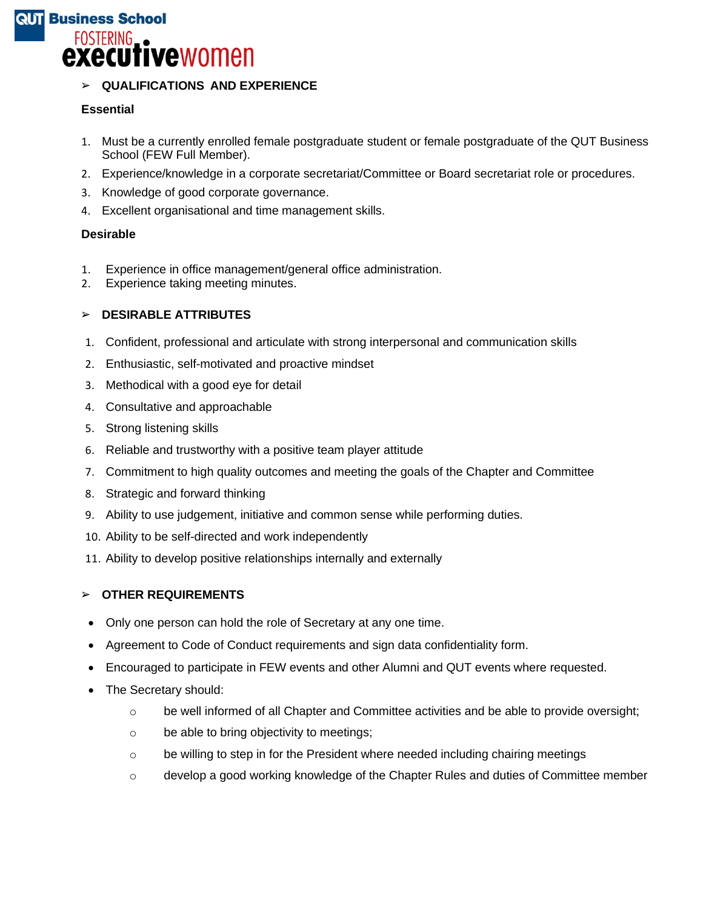## QUALIFICATIONS AND EXPERIENCE

**Essential**

1. Must be a currently enrolled female postgraduate student or female postgraduate of the QUT Business School (FEW Full Member).
2. Experience/knowledge in a corporate secretariat/Committee or Board secretariat role or procedures.
3. Knowledge of good corporate governance.
4. Excellent organisational and time management skills.

**Desirable**

1. Experience in office management/general office administration.
2. Experience taking meeting minutes.

## DESIRABLE ATTRIBUTES

1. Confident, professional and articulate with strong interpersonal and communication skills
2. Enthusiastic, self-motivated and proactive mindset
3. Methodical with a good eye for detail
4. Consultative and approachable
5. Strong listening skills
6. Reliable and trustworthy with a positive team player attitude
7. Commitment to high quality outcomes and meeting the goals of the Chapter and Committee
8. Strategic and forward thinking
9. Ability to use judgement, initiative and common sense while performing duties.
10. Ability to be self-directed and work independently
11. Ability to develop positive relationships internally and externally

## OTHER REQUIREMENTS

- Only one person can hold the role of Secretary at any one time.
- Agreement to Code of Conduct requirements and sign data confidentiality form.
- Encouraged to participate in FEW events and other Alumni and QUT events where requested.
- The Secretary should:
  - be well informed of all Chapter and Committee activities and be able to provide oversight;
  - be able to bring objectivity to meetings;
  - be willing to step in for the President where needed including chairing meetings
  - develop a good working knowledge of the Chapter Rules and duties of Committee member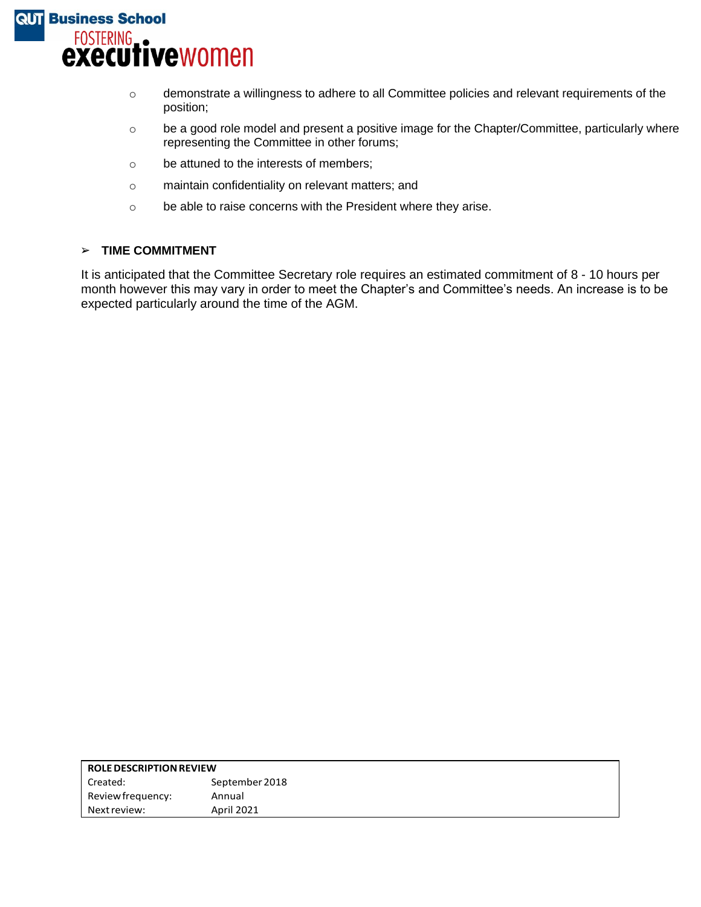- demonstrate a willingness to adhere to all Committee policies and relevant requirements of the position;
- be a good role model and present a positive image for the Chapter/Committee, particularly where representing the Committee in other forums;
- be attuned to the interests of members;
- maintain confidentiality on relevant matters; and
- be able to raise concerns with the President where they arise.

## TIME COMMITMENT

It is anticipated that the Committee Secretary role requires an estimated commitment of 8 - 10 hours per month however this may vary in order to meet the Chapter's and Committee's needs. An increase is to be expected particularly around the time of the AGM.

| ROLE DESCRIPTION REVIEW | |
|---|---|
| Created: | September 2018 |
| Review frequency: | Annual |
| Next review: | April 2021 |